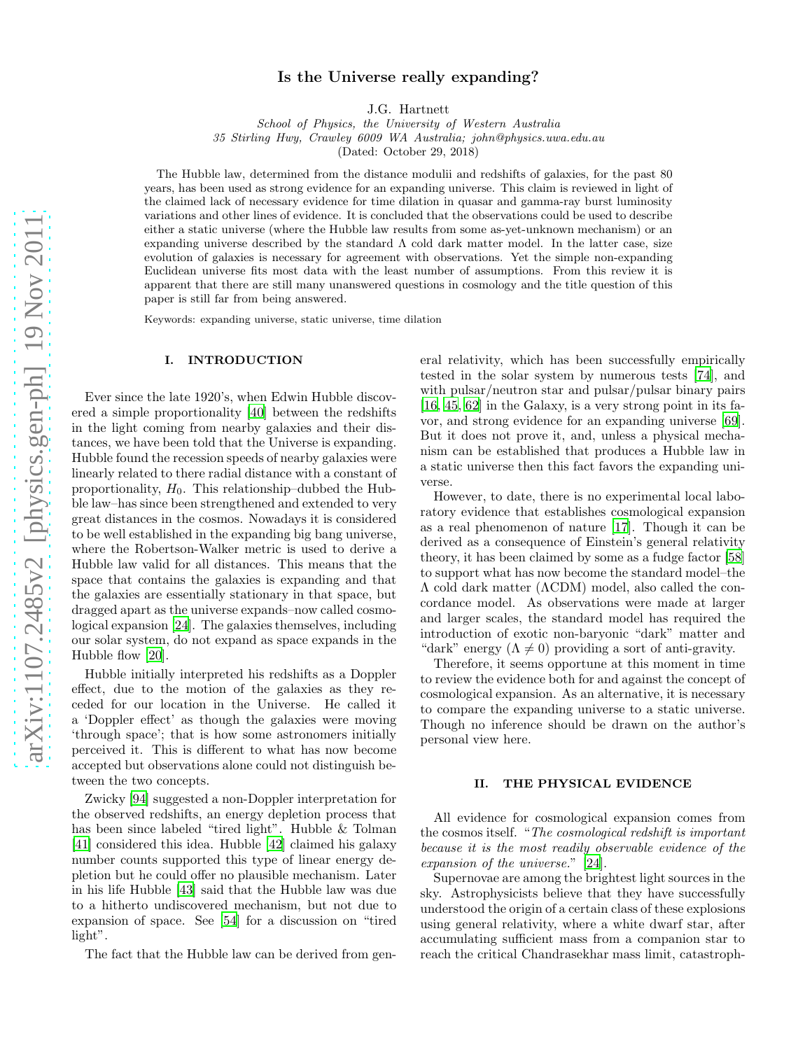# Is the Universe really expanding?

J.G. Hartnett

*School of Physics, the University of Western Australia*
*35 Stirling Hwy, Crawley 6009 WA Australia; john@physics.uwa.edu.au*
(Dated: October 29, 2018)

The Hubble law, determined from the distance modulii and redshifts of galaxies, for the past 80 years, has been used as strong evidence for an expanding universe. This claim is reviewed in light of the claimed lack of necessary evidence for time dilation in quasar and gamma-ray burst luminosity variations and other lines of evidence. It is concluded that the observations could be used to describe either a static universe (where the Hubble law results from some as-yet-unknown mechanism) or an expanding universe described by the standard Λ cold dark matter model. In the latter case, size evolution of galaxies is necessary for agreement with observations. Yet the simple non-expanding Euclidean universe fits most data with the least number of assumptions. From this review it is apparent that there are still many unanswered questions in cosmology and the title question of this paper is still far from being answered.

Keywords: expanding universe, static universe, time dilation

## I. INTRODUCTION

Ever since the late 1920's, when Edwin Hubble discovered a simple proportionality [40] between the redshifts in the light coming from nearby galaxies and their distances, we have been told that the Universe is expanding. Hubble found the recession speeds of nearby galaxies were linearly related to there radial distance with a constant of proportionality, $H_0$. This relationship–dubbed the Hubble law–has since been strengthened and extended to very great distances in the cosmos. Nowadays it is considered to be well established in the expanding big bang universe, where the Robertson-Walker metric is used to derive a Hubble law valid for all distances. This means that the space that contains the galaxies is expanding and that the galaxies are essentially stationary in that space, but dragged apart as the universe expands–now called cosmological expansion [24]. The galaxies themselves, including our solar system, do not expand as space expands in the Hubble flow [20].

Hubble initially interpreted his redshifts as a Doppler effect, due to the motion of the galaxies as they receded for our location in the Universe. He called it a 'Doppler effect' as though the galaxies were moving 'through space'; that is how some astronomers initially perceived it. This is different to what has now become accepted but observations alone could not distinguish between the two concepts.

Zwicky [94] suggested a non-Doppler interpretation for the observed redshifts, an energy depletion process that has been since labeled "tired light". Hubble & Tolman [41] considered this idea. Hubble [42] claimed his galaxy number counts supported this type of linear energy depletion but he could offer no plausible mechanism. Later in his life Hubble [43] said that the Hubble law was due to a hitherto undiscovered mechanism, but not due to expansion of space. See [54] for a discussion on "tired light".

The fact that the Hubble law can be derived from general relativity, which has been successfully empirically tested in the solar system by numerous tests [74], and with pulsar/neutron star and pulsar/pulsar binary pairs [16, 45, 62] in the Galaxy, is a very strong point in its favor, and strong evidence for an expanding universe [69]. But it does not prove it, and, unless a physical mechanism can be established that produces a Hubble law in a static universe then this fact favors the expanding universe.

However, to date, there is no experimental local laboratory evidence that establishes cosmological expansion as a real phenomenon of nature [17]. Though it can be derived as a consequence of Einstein's general relativity theory, it has been claimed by some as a fudge factor [58] to support what has now become the standard model–the Λ cold dark matter (ΛCDM) model, also called the concordance model. As observations were made at larger and larger scales, the standard model has required the introduction of exotic non-baryonic "dark" matter and "dark" energy ($\Lambda \neq 0$) providing a sort of anti-gravity.

Therefore, it seems opportune at this moment in time to review the evidence both for and against the concept of cosmological expansion. As an alternative, it is necessary to compare the expanding universe to a static universe. Though no inference should be drawn on the author's personal view here.

## II. THE PHYSICAL EVIDENCE

All evidence for cosmological expansion comes from the cosmos itself. "*The cosmological redshift is important because it is the most readily observable evidence of the expansion of the universe.*" [24].

Supernovae are among the brightest light sources in the sky. Astrophysicists believe that they have successfully understood the origin of a certain class of these explosions using general relativity, where a white dwarf star, after accumulating sufficient mass from a companion star to reach the critical Chandrasekhar mass limit, catastroph-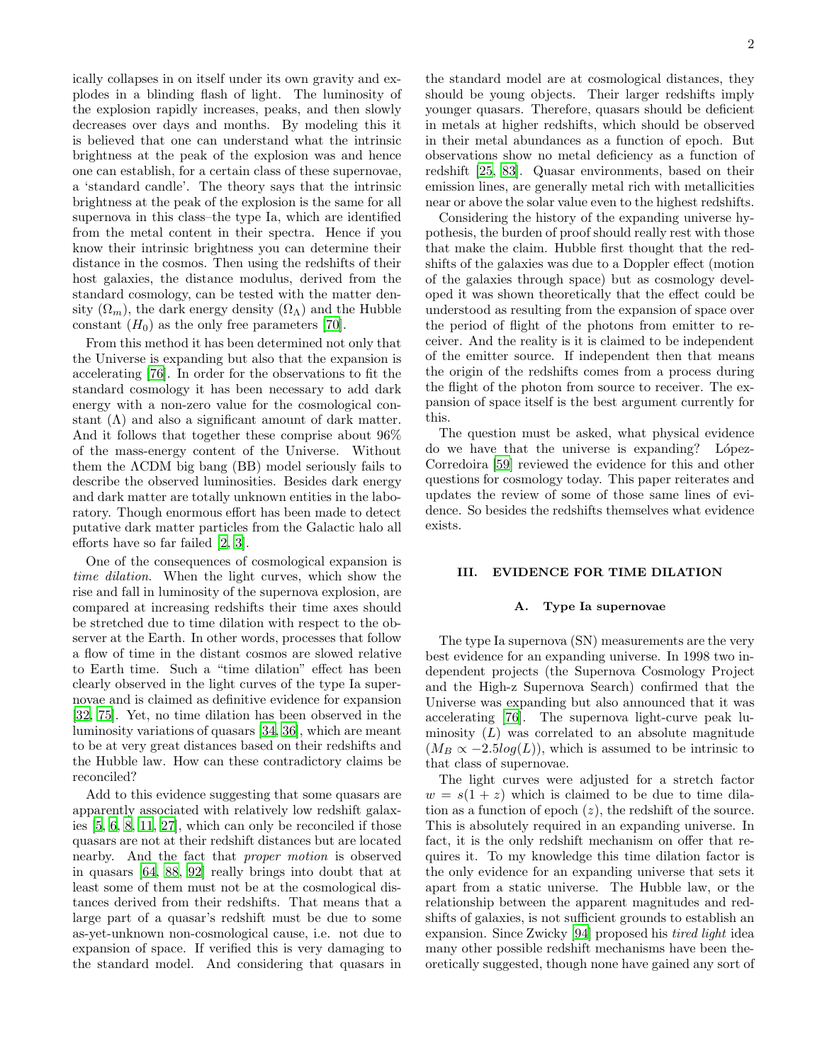ically collapses in on itself under its own gravity and explodes in a blinding flash of light. The luminosity of the explosion rapidly increases, peaks, and then slowly decreases over days and months. By modeling this it is believed that one can understand what the intrinsic brightness at the peak of the explosion was and hence one can establish, for a certain class of these supernovae, a 'standard candle'. The theory says that the intrinsic brightness at the peak of the explosion is the same for all supernova in this class–the type Ia, which are identified from the metal content in their spectra. Hence if you know their intrinsic brightness you can determine their distance in the cosmos. Then using the redshifts of their host galaxies, the distance modulus, derived from the standard cosmology, can be tested with the matter density ($\Omega_m$), the dark energy density ($\Omega_\Lambda$) and the Hubble constant ($H_0$) as the only free parameters [70].

From this method it has been determined not only that the Universe is expanding but also that the expansion is accelerating [76]. In order for the observations to fit the standard cosmology it has been necessary to add dark energy with a non-zero value for the cosmological constant ($\Lambda$) and also a significant amount of dark matter. And it follows that together these comprise about 96% of the mass-energy content of the Universe. Without them the $\Lambda$CDM big bang (BB) model seriously fails to describe the observed luminosities. Besides dark energy and dark matter are totally unknown entities in the laboratory. Though enormous effort has been made to detect putative dark matter particles from the Galactic halo all efforts have so far failed [2, 3].

One of the consequences of cosmological expansion is *time dilation*. When the light curves, which show the rise and fall in luminosity of the supernova explosion, are compared at increasing redshifts their time axes should be stretched due to time dilation with respect to the observer at the Earth. In other words, processes that follow a flow of time in the distant cosmos are slowed relative to Earth time. Such a "time dilation" effect has been clearly observed in the light curves of the type Ia supernovae and is claimed as definitive evidence for expansion [32, 75]. Yet, no time dilation has been observed in the luminosity variations of quasars [34, 36], which are meant to be at very great distances based on their redshifts and the Hubble law. How can these contradictory claims be reconciled?

Add to this evidence suggesting that some quasars are apparently associated with relatively low redshift galaxies [5, 6, 8, 11, 27], which can only be reconciled if those quasars are not at their redshift distances but are located nearby. And the fact that *proper motion* is observed in quasars [64, 88, 92] really brings into doubt that at least some of them must not be at the cosmological distances derived from their redshifts. That means that a large part of a quasar's redshift must be due to some as-yet-unknown non-cosmological cause, i.e. not due to expansion of space. If verified this is very damaging to the standard model. And considering that quasars in the standard model are at cosmological distances, they should be young objects. Their larger redshifts imply younger quasars. Therefore, quasars should be deficient in metals at higher redshifts, which should be observed in their metal abundances as a function of epoch. But observations show no metal deficiency as a function of redshift [25, 83]. Quasar environments, based on their emission lines, are generally metal rich with metallicities near or above the solar value even to the highest redshifts.

Considering the history of the expanding universe hypothesis, the burden of proof should really rest with those that make the claim. Hubble first thought that the redshifts of the galaxies was due to a Doppler effect (motion of the galaxies through space) but as cosmology developed it was shown theoretically that the effect could be understood as resulting from the expansion of space over the period of flight of the photons from emitter to receiver. And the reality is it is claimed to be independent of the emitter source. If independent then that means the origin of the redshifts comes from a process during the flight of the photon from source to receiver. The expansion of space itself is the best argument currently for this.

The question must be asked, what physical evidence do we have that the universe is expanding? López-Corredoira [59] reviewed the evidence for this and other questions for cosmology today. This paper reiterates and updates the review of some of those same lines of evidence. So besides the redshifts themselves what evidence exists.

## III. EVIDENCE FOR TIME DILATION

### A. Type Ia supernovae

The type Ia supernova (SN) measurements are the very best evidence for an expanding universe. In 1998 two independent projects (the Supernova Cosmology Project and the High-z Supernova Search) confirmed that the Universe was expanding but also announced that it was accelerating [76]. The supernova light-curve peak luminosity ($L$) was correlated to an absolute magnitude ($M_B \propto -2.5 log(L)$), which is assumed to be intrinsic to that class of supernovae.

The light curves were adjusted for a stretch factor $w = s(1+z)$ which is claimed to be due to time dilation as a function of epoch ($z$), the redshift of the source. This is absolutely required in an expanding universe. In fact, it is the only redshift mechanism on offer that requires it. To my knowledge this time dilation factor is the only evidence for an expanding universe that sets it apart from a static universe. The Hubble law, or the relationship between the apparent magnitudes and redshifts of galaxies, is not sufficient grounds to establish an expansion. Since Zwicky [94] proposed his *tired light* idea many other possible redshift mechanisms have been theoretically suggested, though none have gained any sort of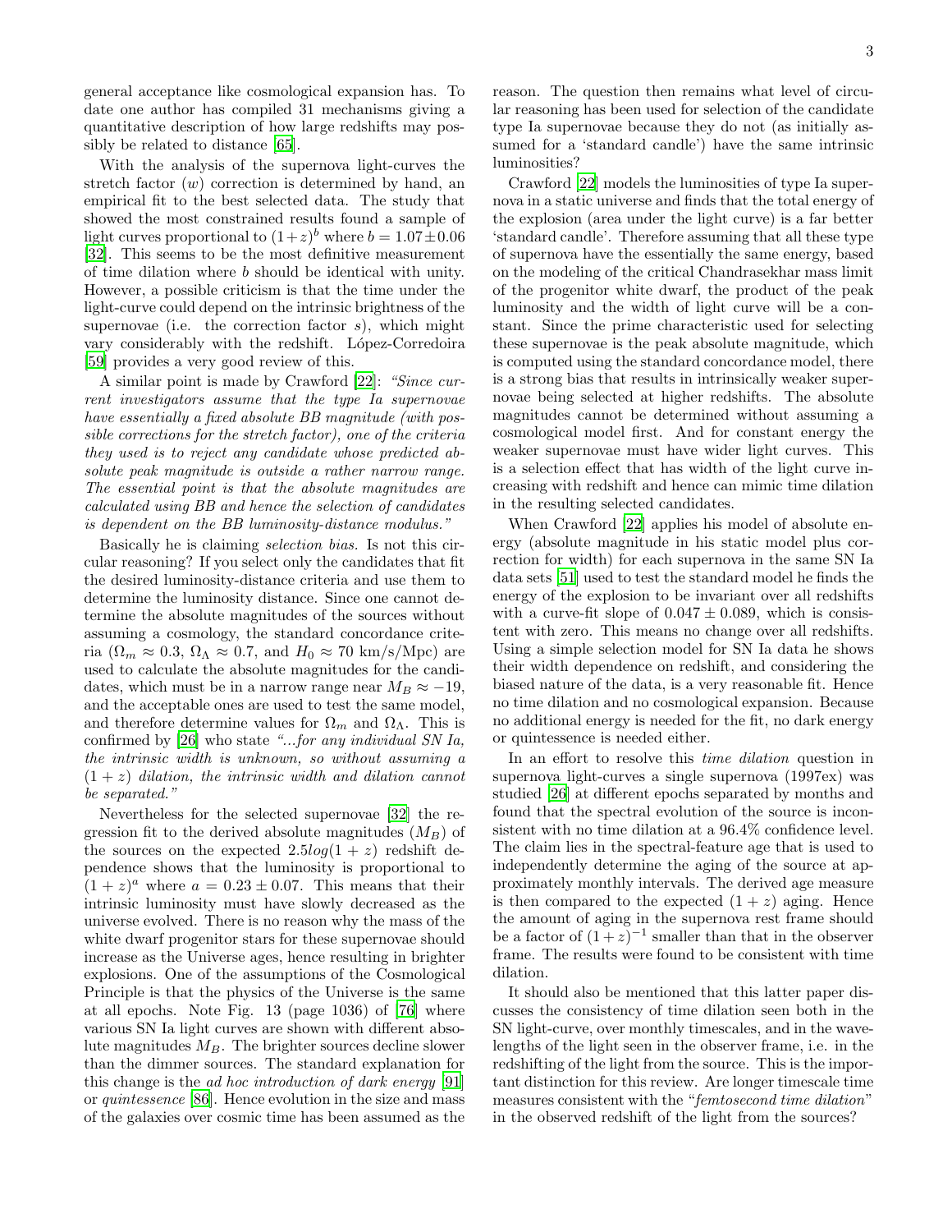general acceptance like cosmological expansion has. To date one author has compiled 31 mechanisms giving a quantitative description of how large redshifts may possibly be related to distance [65].

With the analysis of the supernova light-curves the stretch factor ($w$) correction is determined by hand, an empirical fit to the best selected data. The study that showed the most constrained results found a sample of light curves proportional to $(1+z)^b$ where $b = 1.07 \pm 0.06$ [32]. This seems to be the most definitive measurement of time dilation where $b$ should be identical with unity. However, a possible criticism is that the time under the light-curve could depend on the intrinsic brightness of the supernovae (i.e. the correction factor $s$), which might vary considerably with the redshift. López-Corredoira [59] provides a very good review of this.

A similar point is made by Crawford [22]: *"Since current investigators assume that the type Ia supernovae have essentially a fixed absolute BB magnitude (with possible corrections for the stretch factor), one of the criteria they used is to reject any candidate whose predicted absolute peak magnitude is outside a rather narrow range. The essential point is that the absolute magnitudes are calculated using BB and hence the selection of candidates is dependent on the BB luminosity-distance modulus."*

Basically he is claiming *selection bias*. Is not this circular reasoning? If you select only the candidates that fit the desired luminosity-distance criteria and use them to determine the luminosity distance. Since one cannot determine the absolute magnitudes of the sources without assuming a cosmology, the standard concordance criteria ($\Omega_m \approx 0.3$, $\Omega_\Lambda \approx 0.7$, and $H_0 \approx 70$ km/s/Mpc) are used to calculate the absolute magnitudes for the candidates, which must be in a narrow range near $M_B \approx -19$, and the acceptable ones are used to test the same model, and therefore determine values for $\Omega_m$ and $\Omega_\Lambda$. This is confirmed by [26] who state *"...for any individual SN Ia, the intrinsic width is unknown, so without assuming a $(1+z)$ dilation, the intrinsic width and dilation cannot be separated."*

Nevertheless for the selected supernovae [32] the regression fit to the derived absolute magnitudes ($M_B$) of the sources on the expected $2.5 log(1+z)$ redshift dependence shows that the luminosity is proportional to $(1+z)^a$ where $a = 0.23 \pm 0.07$. This means that their intrinsic luminosity must have slowly decreased as the universe evolved. There is no reason why the mass of the white dwarf progenitor stars for these supernovae should increase as the Universe ages, hence resulting in brighter explosions. One of the assumptions of the Cosmological Principle is that the physics of the Universe is the same at all epochs. Note Fig. 13 (page 1036) of [76] where various SN Ia light curves are shown with different absolute magnitudes $M_B$. The brighter sources decline slower than the dimmer sources. The standard explanation for this change is the *ad hoc introduction of dark energy* [91] or *quintessence* [86]. Hence evolution in the size and mass of the galaxies over cosmic time has been assumed as the reason. The question then remains what level of circular reasoning has been used for selection of the candidate type Ia supernovae because they do not (as initially assumed for a 'standard candle') have the same intrinsic luminosities?

Crawford [22] models the luminosities of type Ia supernova in a static universe and finds that the total energy of the explosion (area under the light curve) is a far better 'standard candle'. Therefore assuming that all these type of supernova have the essentially the same energy, based on the modeling of the critical Chandrasekhar mass limit of the progenitor white dwarf, the product of the peak luminosity and the width of light curve will be a constant. Since the prime characteristic used for selecting these supernovae is the peak absolute magnitude, which is computed using the standard concordance model, there is a strong bias that results in intrinsically weaker supernovae being selected at higher redshifts. The absolute magnitudes cannot be determined without assuming a cosmological model first. And for constant energy the weaker supernovae must have wider light curves. This is a selection effect that has width of the light curve increasing with redshift and hence can mimic time dilation in the resulting selected candidates.

When Crawford [22] applies his model of absolute energy (absolute magnitude in his static model plus correction for width) for each supernova in the same SN Ia data sets [51] used to test the standard model he finds the energy of the explosion to be invariant over all redshifts with a curve-fit slope of $0.047 \pm 0.089$, which is consistent with zero. This means no change over all redshifts. Using a simple selection model for SN Ia data he shows their width dependence on redshift, and considering the biased nature of the data, is a very reasonable fit. Hence no time dilation and no cosmological expansion. Because no additional energy is needed for the fit, no dark energy or quintessence is needed either.

In an effort to resolve this *time dilation* question in supernova light-curves a single supernova (1997ex) was studied [26] at different epochs separated by months and found that the spectral evolution of the source is inconsistent with no time dilation at a 96.4% confidence level. The claim lies in the spectral-feature age that is used to independently determine the aging of the source at approximately monthly intervals. The derived age measure is then compared to the expected $(1+z)$ aging. Hence the amount of aging in the supernova rest frame should be a factor of $(1+z)^{-1}$ smaller than that in the observer frame. The results were found to be consistent with time dilation.

It should also be mentioned that this latter paper discusses the consistency of time dilation seen both in the SN light-curve, over monthly timescales, and in the wavelengths of the light seen in the observer frame, i.e. in the redshifting of the light from the source. This is the important distinction for this review. Are longer timescale time measures consistent with the "*femtosecond time dilation*" in the observed redshift of the light from the sources?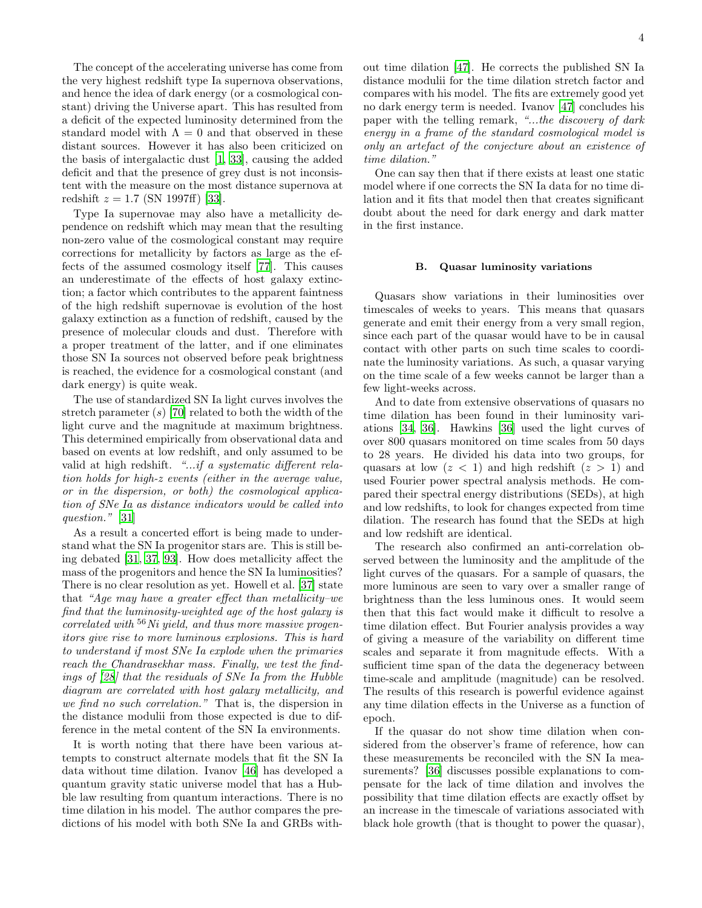The concept of the accelerating universe has come from the very highest redshift type Ia supernova observations, and hence the idea of dark energy (or a cosmological constant) driving the Universe apart. This has resulted from a deficit of the expected luminosity determined from the standard model with $\Lambda = 0$ and that observed in these distant sources. However it has also been criticized on the basis of intergalactic dust [1, 33], causing the added deficit and that the presence of grey dust is not inconsistent with the measure on the most distance supernova at redshift $z = 1.7$ (SN 1997ff) [33].

Type Ia supernovae may also have a metallicity dependence on redshift which may mean that the resulting non-zero value of the cosmological constant may require corrections for metallicity by factors as large as the effects of the assumed cosmology itself [77]. This causes an underestimate of the effects of host galaxy extinction; a factor which contributes to the apparent faintness of the high redshift supernovae is evolution of the host galaxy extinction as a function of redshift, caused by the presence of molecular clouds and dust. Therefore with a proper treatment of the latter, and if one eliminates those SN Ia sources not observed before peak brightness is reached, the evidence for a cosmological constant (and dark energy) is quite weak.

The use of standardized SN Ia light curves involves the stretch parameter ($s$) [70] related to both the width of the light curve and the magnitude at maximum brightness. This determined empirically from observational data and based on events at low redshift, and only assumed to be valid at high redshift. *"...if a systematic different relation holds for high-z events (either in the average value, or in the dispersion, or both) the cosmological application of SNe Ia as distance indicators would be called into question."* [31]

As a result a concerted effort is being made to understand what the SN Ia progenitor stars are. This is still being debated [31, 37, 93]. How does metallicity affect the mass of the progenitors and hence the SN Ia luminosities? There is no clear resolution as yet. Howell et al. [37] state that *"Age may have a greater effect than metallicity–we find that the luminosity-weighted age of the host galaxy is correlated with $^{56}$Ni yield, and thus more massive progenitors give rise to more luminous explosions. This is hard to understand if most SNe Ia explode when the primaries reach the Chandrasekhar mass. Finally, we test the findings of [28] that the residuals of SNe Ia from the Hubble diagram are correlated with host galaxy metallicity, and we find no such correlation."* That is, the dispersion in the distance modulii from those expected is due to difference in the metal content of the SN Ia environments.

It is worth noting that there have been various attempts to construct alternate models that fit the SN Ia data without time dilation. Ivanov [46] has developed a quantum gravity static universe model that has a Hubble law resulting from quantum interactions. There is no time dilation in his model. The author compares the predictions of his model with both SNe Ia and GRBs without time dilation [47]. He corrects the published SN Ia distance modulii for the time dilation stretch factor and compares with his model. The fits are extremely good yet no dark energy term is needed. Ivanov [47] concludes his paper with the telling remark, *"...the discovery of dark energy in a frame of the standard cosmological model is only an artefact of the conjecture about an existence of time dilation."*

One can say then that if there exists at least one static model where if one corrects the SN Ia data for no time dilation and it fits that model then that creates significant doubt about the need for dark energy and dark matter in the first instance.

### B. Quasar luminosity variations

Quasars show variations in their luminosities over timescales of weeks to years. This means that quasars generate and emit their energy from a very small region, since each part of the quasar would have to be in causal contact with other parts on such time scales to coordinate the luminosity variations. As such, a quasar varying on the time scale of a few weeks cannot be larger than a few light-weeks across.

And to date from extensive observations of quasars no time dilation has been found in their luminosity variations [34, 36]. Hawkins [36] used the light curves of over 800 quasars monitored on time scales from 50 days to 28 years. He divided his data into two groups, for quasars at low ($z < 1$) and high redshift ($z > 1$) and used Fourier power spectral analysis methods. He compared their spectral energy distributions (SEDs), at high and low redshifts, to look for changes expected from time dilation. The research has found that the SEDs at high and low redshift are identical.

The research also confirmed an anti-correlation observed between the luminosity and the amplitude of the light curves of the quasars. For a sample of quasars, the more luminous are seen to vary over a smaller range of brightness than the less luminous ones. It would seem then that this fact would make it difficult to resolve a time dilation effect. But Fourier analysis provides a way of giving a measure of the variability on different time scales and separate it from magnitude effects. With a sufficient time span of the data the degeneracy between time-scale and amplitude (magnitude) can be resolved. The results of this research is powerful evidence against any time dilation effects in the Universe as a function of epoch.

If the quasar do not show time dilation when considered from the observer's frame of reference, how can these measurements be reconciled with the SN Ia measurements? [36] discusses possible explanations to compensate for the lack of time dilation and involves the possibility that time dilation effects are exactly offset by an increase in the timescale of variations associated with black hole growth (that is thought to power the quasar),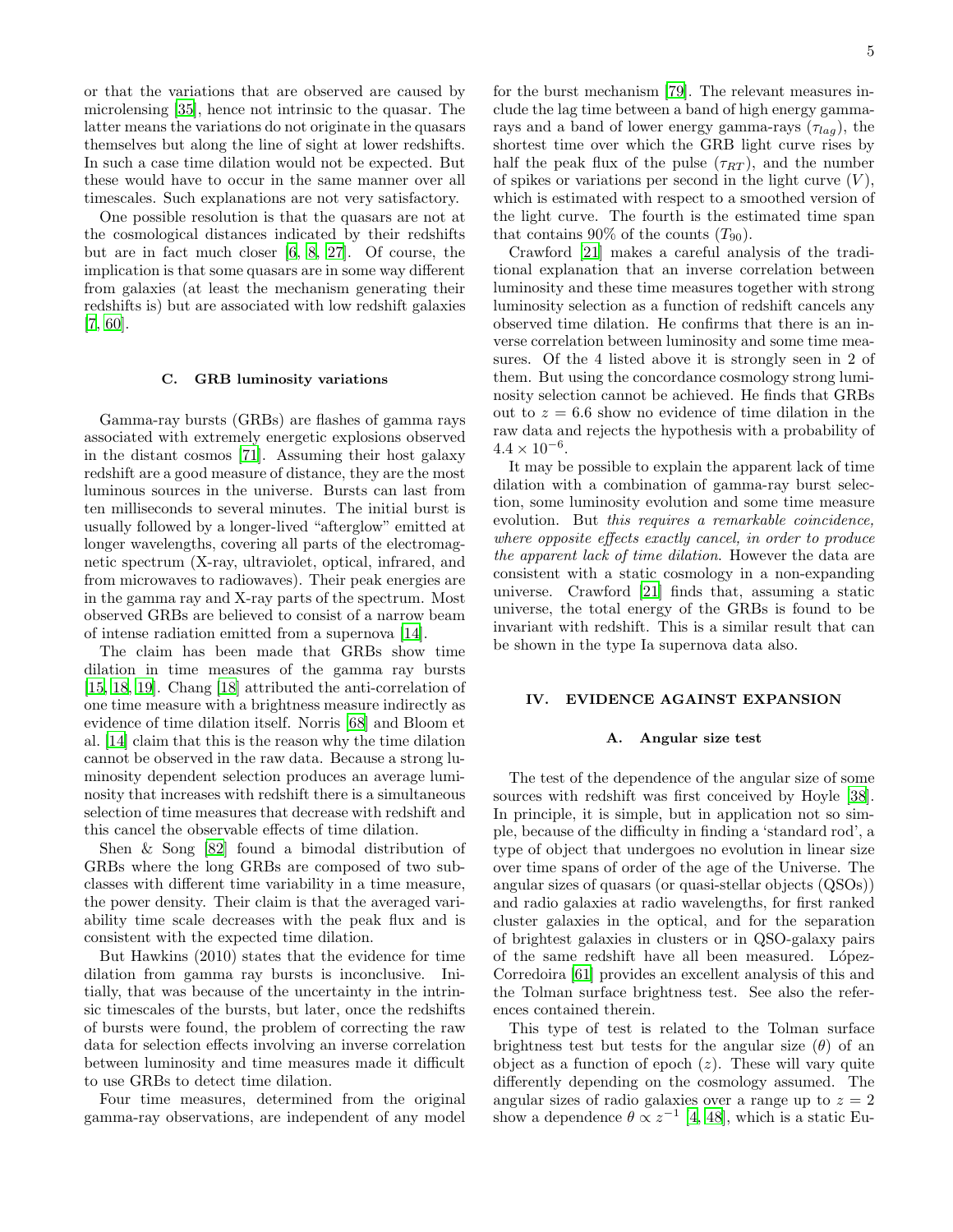or that the variations that are observed are caused by microlensing [35], hence not intrinsic to the quasar. The latter means the variations do not originate in the quasars themselves but along the line of sight at lower redshifts. In such a case time dilation would not be expected. But these would have to occur in the same manner over all timescales. Such explanations are not very satisfactory.

One possible resolution is that the quasars are not at the cosmological distances indicated by their redshifts but are in fact much closer [6, 8, 27]. Of course, the implication is that some quasars are in some way different from galaxies (at least the mechanism generating their redshifts is) but are associated with low redshift galaxies [7, 60].

### C. GRB luminosity variations

Gamma-ray bursts (GRBs) are flashes of gamma rays associated with extremely energetic explosions observed in the distant cosmos [71]. Assuming their host galaxy redshift are a good measure of distance, they are the most luminous sources in the universe. Bursts can last from ten milliseconds to several minutes. The initial burst is usually followed by a longer-lived "afterglow" emitted at longer wavelengths, covering all parts of the electromagnetic spectrum (X-ray, ultraviolet, optical, infrared, and from microwaves to radiowaves). Their peak energies are in the gamma ray and X-ray parts of the spectrum. Most observed GRBs are believed to consist of a narrow beam of intense radiation emitted from a supernova [14].

The claim has been made that GRBs show time dilation in time measures of the gamma ray bursts [15, 18, 19]. Chang [18] attributed the anti-correlation of one time measure with a brightness measure indirectly as evidence of time dilation itself. Norris [68] and Bloom et al. [14] claim that this is the reason why the time dilation cannot be observed in the raw data. Because a strong luminosity dependent selection produces an average luminosity that increases with redshift there is a simultaneous selection of time measures that decrease with redshift and this cancel the observable effects of time dilation.

Shen & Song [82] found a bimodal distribution of GRBs where the long GRBs are composed of two subclasses with different time variability in a time measure, the power density. Their claim is that the averaged variability time scale decreases with the peak flux and is consistent with the expected time dilation.

But Hawkins (2010) states that the evidence for time dilation from gamma ray bursts is inconclusive. Initially, that was because of the uncertainty in the intrinsic timescales of the bursts, but later, once the redshifts of bursts were found, the problem of correcting the raw data for selection effects involving an inverse correlation between luminosity and time measures made it difficult to use GRBs to detect time dilation.

Four time measures, determined from the original gamma-ray observations, are independent of any model for the burst mechanism [79]. The relevant measures include the lag time between a band of high energy gamma-rays and a band of lower energy gamma-rays ($\tau_{lag}$), the shortest time over which the GRB light curve rises by half the peak flux of the pulse ($\tau_{RT}$), and the number of spikes or variations per second in the light curve ($V$), which is estimated with respect to a smoothed version of the light curve. The fourth is the estimated time span that contains 90% of the counts ($T_{90}$).

Crawford [21] makes a careful analysis of the traditional explanation that an inverse correlation between luminosity and these time measures together with strong luminosity selection as a function of redshift cancels any observed time dilation. He confirms that there is an inverse correlation between luminosity and some time measures. Of the 4 listed above it is strongly seen in 2 of them. But using the concordance cosmology strong luminosity selection cannot be achieved. He finds that GRBs out to $z = 6.6$ show no evidence of time dilation in the raw data and rejects the hypothesis with a probability of $4.4 \times 10^{-6}$.

It may be possible to explain the apparent lack of time dilation with a combination of gamma-ray burst selection, some luminosity evolution and some time measure evolution. But *this requires a remarkable coincidence, where opposite effects exactly cancel, in order to produce the apparent lack of time dilation*. However the data are consistent with a static cosmology in a non-expanding universe. Crawford [21] finds that, assuming a static universe, the total energy of the GRBs is found to be invariant with redshift. This is a similar result that can be shown in the type Ia supernova data also.

## IV. EVIDENCE AGAINST EXPANSION

### A. Angular size test

The test of the dependence of the angular size of some sources with redshift was first conceived by Hoyle [38]. In principle, it is simple, but in application not so simple, because of the difficulty in finding a 'standard rod', a type of object that undergoes no evolution in linear size over time spans of order of the age of the Universe. The angular sizes of quasars (or quasi-stellar objects (QSOs)) and radio galaxies at radio wavelengths, for first ranked cluster galaxies in the optical, and for the separation of brightest galaxies in clusters or in QSO-galaxy pairs of the same redshift have all been measured. López-Corredoira [61] provides an excellent analysis of this and the Tolman surface brightness test. See also the references contained therein.

This type of test is related to the Tolman surface brightness test but tests for the angular size ($\theta$) of an object as a function of epoch ($z$). These will vary quite differently depending on the cosmology assumed. The angular sizes of radio galaxies over a range up to $z = 2$ show a dependence $\theta \propto z^{-1}$ [4, 48], which is a static Eu-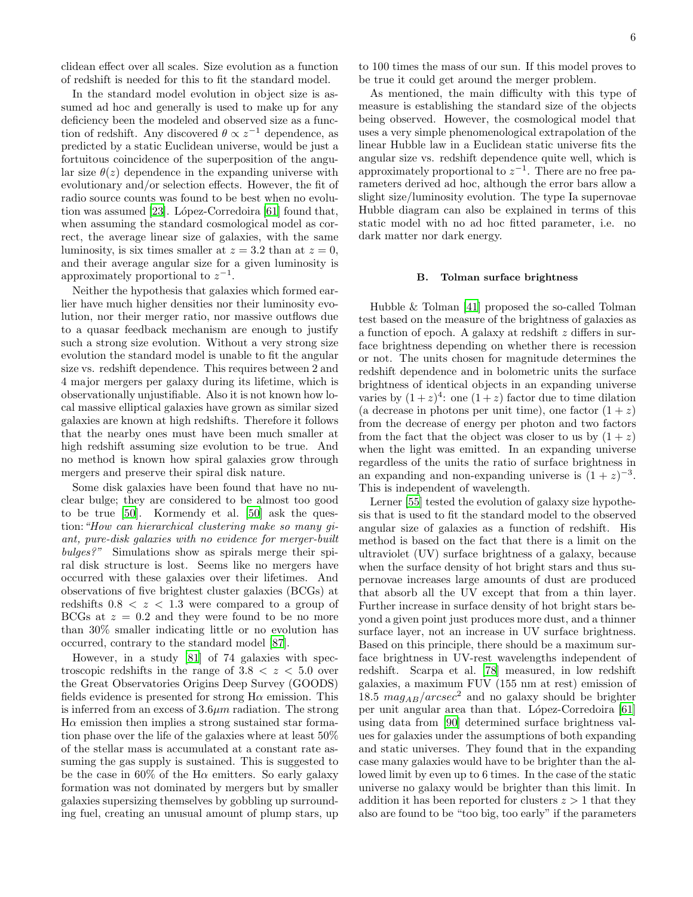clidean effect over all scales. Size evolution as a function of redshift is needed for this to fit the standard model.

In the standard model evolution in object size is assumed ad hoc and generally is used to make up for any deficiency been the modeled and observed size as a function of redshift. Any discovered $\theta \propto z^{-1}$ dependence, as predicted by a static Euclidean universe, would be just a fortuitous coincidence of the superposition of the angular size $\theta(z)$ dependence in the expanding universe with evolutionary and/or selection effects. However, the fit of radio source counts was found to be best when no evolution was assumed [23]. López-Corredoira [61] found that, when assuming the standard cosmological model as correct, the average linear size of galaxies, with the same luminosity, is six times smaller at $z = 3.2$ than at $z = 0$, and their average angular size for a given luminosity is approximately proportional to $z^{-1}$.

Neither the hypothesis that galaxies which formed earlier have much higher densities nor their luminosity evolution, nor their merger ratio, nor massive outflows due to a quasar feedback mechanism are enough to justify such a strong size evolution. Without a very strong size evolution the standard model is unable to fit the angular size vs. redshift dependence. This requires between 2 and 4 major mergers per galaxy during its lifetime, which is observationally unjustifiable. Also it is not known how local massive elliptical galaxies have grown as similar sized galaxies are known at high redshifts. Therefore it follows that the nearby ones must have been much smaller at high redshift assuming size evolution to be true. And no method is known how spiral galaxies grow through mergers and preserve their spiral disk nature.

Some disk galaxies have been found that have no nuclear bulge; they are considered to be almost too good to be true [50]. Kormendy et al. [50] ask the question: *"How can hierarchical clustering make so many giant, pure-disk galaxies with no evidence for merger-built bulges?"* Simulations show as spirals merge their spiral disk structure is lost. Seems like no mergers have occurred with these galaxies over their lifetimes. And observations of five brightest cluster galaxies (BCGs) at redshifts $0.8 < z < 1.3$ were compared to a group of BCGs at $z = 0.2$ and they were found to be no more than 30% smaller indicating little or no evolution has occurred, contrary to the standard model [87].

However, in a study [81] of 74 galaxies with spectroscopic redshifts in the range of $3.8 < z < 5.0$ over the Great Observatories Origins Deep Survey (GOODS) fields evidence is presented for strong H$\alpha$ emission. This is inferred from an excess of $3.6\mu m$ radiation. The strong H$\alpha$ emission then implies a strong sustained star formation phase over the life of the galaxies where at least 50% of the stellar mass is accumulated at a constant rate assuming the gas supply is sustained. This is suggested to be the case in 60% of the H$\alpha$ emitters. So early galaxy formation was not dominated by mergers but by smaller galaxies supersizing themselves by gobbling up surrounding fuel, creating an unusual amount of plump stars, up to 100 times the mass of our sun. If this model proves to be true it could get around the merger problem.

As mentioned, the main difficulty with this type of measure is establishing the standard size of the objects being observed. However, the cosmological model that uses a very simple phenomenological extrapolation of the linear Hubble law in a Euclidean static universe fits the angular size vs. redshift dependence quite well, which is approximately proportional to $z^{-1}$. There are no free parameters derived ad hoc, although the error bars allow a slight size/luminosity evolution. The type Ia supernovae Hubble diagram can also be explained in terms of this static model with no ad hoc fitted parameter, i.e. no dark matter nor dark energy.

### B. Tolman surface brightness

Hubble & Tolman [41] proposed the so-called Tolman test based on the measure of the brightness of galaxies as a function of epoch. A galaxy at redshift $z$ differs in surface brightness depending on whether there is recession or not. The units chosen for magnitude determines the redshift dependence and in bolometric units the surface brightness of identical objects in an expanding universe varies by $(1+z)^4$: one $(1+z)$ factor due to time dilation (a decrease in photons per unit time), one factor $(1+z)$ from the decrease of energy per photon and two factors from the fact that the object was closer to us by $(1+z)$ when the light was emitted. In an expanding universe regardless of the units the ratio of surface brightness in an expanding and non-expanding universe is $(1+z)^{-3}$. This is independent of wavelength.

Lerner [55] tested the evolution of galaxy size hypothesis that is used to fit the standard model to the observed angular size of galaxies as a function of redshift. His method is based on the fact that there is a limit on the ultraviolet (UV) surface brightness of a galaxy, because when the surface density of hot bright stars and thus supernovae increases large amounts of dust are produced that absorb all the UV except that from a thin layer. Further increase in surface density of hot bright stars beyond a given point just produces more dust, and a thinner surface layer, not an increase in UV surface brightness. Based on this principle, there should be a maximum surface brightness in UV-rest wavelengths independent of redshift. Scarpa et al. [78] measured, in low redshift galaxies, a maximum FUV (155 nm at rest) emission of 18.5 $mag_{AB}/arcsec^2$ and no galaxy should be brighter per unit angular area than that. López-Corredoira [61] using data from [90] determined surface brightness values for galaxies under the assumptions of both expanding and static universes. They found that in the expanding case many galaxies would have to be brighter than the allowed limit by even up to 6 times. In the case of the static universe no galaxy would be brighter than this limit. In addition it has been reported for clusters $z > 1$ that they also are found to be "too big, too early" if the parameters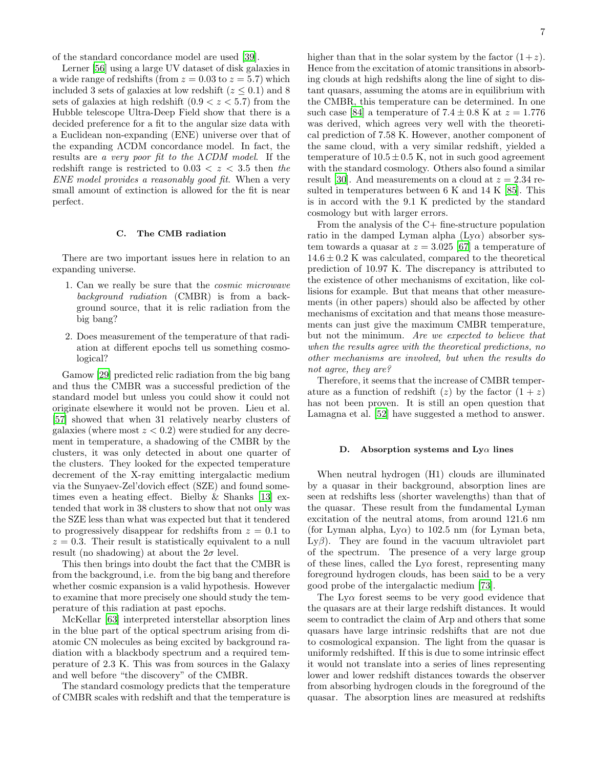of the standard concordance model are used [39].

Lerner [56] using a large UV dataset of disk galaxies in a wide range of redshifts (from $z = 0.03$ to $z = 5.7$) which included 3 sets of galaxies at low redshift ($z \leq 0.1$) and 8 sets of galaxies at high redshift ($0.9 < z < 5.7$) from the Hubble telescope Ultra-Deep Field show that there is a decided preference for a fit to the angular size data with a Euclidean non-expanding (ENE) universe over that of the expanding ΛCDM concordance model. In fact, the results are *a very poor fit to the ΛCDM model*. If the redshift range is restricted to $0.03 < z < 3.5$ then *the ENE model provides a reasonably good fit*. When a very small amount of extinction is allowed for the fit is near perfect.

### C. The CMB radiation

There are two important issues here in relation to an expanding universe.

1. Can we really be sure that the *cosmic microwave background radiation* (CMBR) is from a background source, that it is relic radiation from the big bang?

2. Does measurement of the temperature of that radiation at different epochs tell us something cosmological?

Gamow [29] predicted relic radiation from the big bang and thus the CMBR was a successful prediction of the standard model but unless you could show it could not originate elsewhere it would not be proven. Lieu et al. [57] showed that when 31 relatively nearby clusters of galaxies (where most $z < 0.2$) were studied for any decrement in temperature, a shadowing of the CMBR by the clusters, it was only detected in about one quarter of the clusters. They looked for the expected temperature decrement of the X-ray emitting intergalactic medium via the Sunyaev-Zel'dovich effect (SZE) and found sometimes even a heating effect. Bielby & Shanks [13] extended that work in 38 clusters to show that not only was the SZE less than what was expected but that it tendered to progressively disappear for redshifts from $z = 0.1$ to $z = 0.3$. Their result is statistically equivalent to a null result (no shadowing) at about the $2\sigma$ level.

This then brings into doubt the fact that the CMBR is from the background, i.e. from the big bang and therefore whether cosmic expansion is a valid hypothesis. However to examine that more precisely one should study the temperature of this radiation at past epochs.

McKellar [63] interpreted interstellar absorption lines in the blue part of the optical spectrum arising from diatomic CN molecules as being excited by background radiation with a blackbody spectrum and a required temperature of 2.3 K. This was from sources in the Galaxy and well before "the discovery" of the CMBR.

The standard cosmology predicts that the temperature of CMBR scales with redshift and that the temperature is higher than that in the solar system by the factor $(1+z)$. Hence from the excitation of atomic transitions in absorbing clouds at high redshifts along the line of sight to distant quasars, assuming the atoms are in equilibrium with the CMBR, this temperature can be determined. In one such case [84] a temperature of $7.4 \pm 0.8$ K at $z = 1.776$ was derived, which agrees very well with the theoretical prediction of 7.58 K. However, another component of the same cloud, with a very similar redshift, yielded a temperature of $10.5 \pm 0.5$ K, not in such good agreement with the standard cosmology. Others also found a similar result [30]. And measurements on a cloud at $z = 2.34$ resulted in temperatures between 6 K and 14 K [85]. This is in accord with the 9.1 K predicted by the standard cosmology but with larger errors.

From the analysis of the C+ fine-structure population ratio in the damped Lyman alpha (Ly$\alpha$) absorber system towards a quasar at $z = 3.025$ [67] a temperature of $14.6 \pm 0.2$ K was calculated, compared to the theoretical prediction of 10.97 K. The discrepancy is attributed to the existence of other mechanisms of excitation, like collisions for example. But that means that other measurements (in other papers) should also be affected by other mechanisms of excitation and that means those measurements can just give the maximum CMBR temperature, but not the minimum. *Are we expected to believe that when the results agree with the theoretical predictions, no other mechanisms are involved, but when the results do not agree, they are?*

Therefore, it seems that the increase of CMBR temperature as a function of redshift ($z$) by the factor $(1 + z)$ has not been proven. It is still an open question that Lamagna et al. [52] have suggested a method to answer.

### D. Absorption systems and Ly$\alpha$ lines

When neutral hydrogen (H1) clouds are illuminated by a quasar in their background, absorption lines are seen at redshifts less (shorter wavelengths) than that of the quasar. These result from the fundamental Lyman excitation of the neutral atoms, from around 121.6 nm (for Lyman alpha, Ly$\alpha$) to 102.5 nm (for Lyman beta, Ly$\beta$). They are found in the vacuum ultraviolet part of the spectrum. The presence of a very large group of these lines, called the Ly$\alpha$ forest, representing many foreground hydrogen clouds, has been said to be a very good probe of the intergalactic medium [73].

The Ly$\alpha$ forest seems to be very good evidence that the quasars are at their large redshift distances. It would seem to contradict the claim of Arp and others that some quasars have large intrinsic redshifts that are not due to cosmological expansion. The light from the quasar is uniformly redshifted. If this is due to some intrinsic effect it would not translate into a series of lines representing lower and lower redshift distances towards the observer from absorbing hydrogen clouds in the foreground of the quasar. The absorption lines are measured at redshifts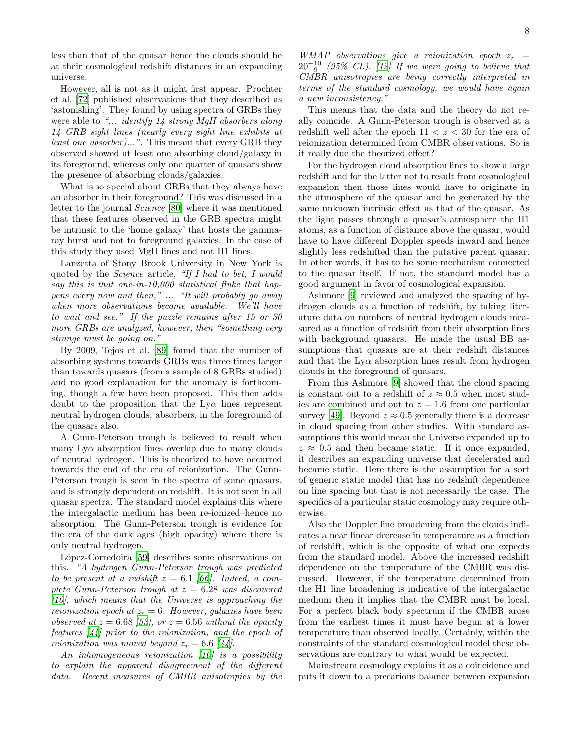less than that of the quasar hence the clouds should be at their cosmological redshift distances in an expanding universe.

However, all is not as it might first appear. Prochter et al. [72] published observations that they described as 'astonishing'. They found by using spectra of GRBs they were able to *"... identify 14 strong MgII absorbers along 14 GRB sight lines (nearly every sight line exhibits at least one absorber)..."*. This meant that every GRB they observed showed at least one absorbing cloud/galaxy in its foreground, whereas only one quarter of quasars show the presence of absorbing clouds/galaxies.

What is so special about GRBs that they always have an absorber in their foreground? This was discussed in a letter to the journal *Science* [80] where it was mentioned that these features observed in the GRB spectra might be intrinsic to the 'home galaxy' that hosts the gamma-ray burst and not to foreground galaxies. In the case of this study they used MgII lines and not H1 lines.

Lanzetta of Stony Brook University in New York is quoted by the *Science* article, *"If I had to bet, I would say this is that one-in-10,000 statistical fluke that happens every now and then," ... "It will probably go away when more observations become available. We'll have to wait and see." If the puzzle remains after 15 or 30 more GRBs are analyzed, however, then "something very strange must be going on."*

By 2009, Tejos et al. [89] found that the number of absorbing systems towards GRBs was three times larger than towards quasars (from a sample of 8 GRBs studied) and no good explanation for the anomaly is forthcoming, though a few have been proposed. This then adds doubt to the proposition that the Ly$\alpha$ lines represent neutral hydrogen clouds, absorbers, in the foreground of the quasars also.

A Gunn-Peterson trough is believed to result when many Ly$\alpha$ absorption lines overlap due to many clouds of neutral hydrogen. This is theorized to have occurred towards the end of the era of reionization. The Gunn-Peterson trough is seen in the spectra of some quasars, and is strongly dependent on redshift. It is not seen in all quasar spectra. The standard model explains this where the intergalactic medium has been re-ionized–hence no absorption. The Gunn-Peterson trough is evidence for the era of the dark ages (high opacity) where there is only neutral hydrogen.

López-Corredoira [59] describes some observations on this. *"A hydrogen Gunn-Peterson trough was predicted to be present at a redshift $z = 6.1$ [66]. Indeed, a complete Gunn-Peterson trough at $z = 6.28$ was discovered [16], which means that the Universe is approaching the reionization epoch at $z_r = 6$. However, galaxies have been observed at $z = 6.68$ [53], or $z = 6.56$ without the opacity features [44] prior to the reionization, and the epoch of reionization was moved beyond $z_r = 6.6$ [44].*

*An inhomogeneous reionization [16] is a possibility to explain the apparent disagreement of the different data. Recent measures of CMBR anisotropies by the WMAP observations give a reionization epoch $z_r = 20^{+10}_{-9}$ (95% CL). [12] If we were going to believe that CMBR anisotropies are being correctly interpreted in terms of the standard cosmology, we would have again a new inconsistency."*

This means that the data and the theory do not really coincide. A Gunn-Peterson trough is observed at a redshift well after the epoch $11 < z < 30$ for the era of reionization determined from CMBR observations. So is it really due the theorized effect?

For the hydrogen cloud absorption lines to show a large redshift and for the latter not to result from cosmological expansion then those lines would have to originate in the atmosphere of the quasar and be generated by the same unknown intrinsic effect as that of the quasar. As the light passes through a quasar's atmosphere the H1 atoms, as a function of distance above the quasar, would have to have different Doppler speeds inward and hence slightly less redshifted than the putative parent quasar. In other words, it has to be some mechanism connected to the quasar itself. If not, the standard model has a good argument in favor of cosmological expansion.

Ashmore [9] reviewed and analyzed the spacing of hydrogen clouds as a function of redshift, by taking literature data on numbers of neutral hydrogen clouds measured as a function of redshift from their absorption lines with background quasars. He made the usual BB assumptions that quasars are at their redshift distances and that the Ly$\alpha$ absorption lines result from hydrogen clouds in the foreground of quasars.

From this Ashmore [9] showed that the cloud spacing is constant out to a redshift of $z \approx 0.5$ when most studies are combined and out to $z = 1.6$ from one particular survey [49]. Beyond $z \approx 0.5$ generally there is a decrease in cloud spacing from other studies. With standard assumptions this would mean the Universe expanded up to $z \approx 0.5$ and then became static. If it once expanded, it describes an expanding universe that decelerated and became static. Here there is the assumption for a sort of generic static model that has no redshift dependence on line spacing but that is not necessarily the case. The specifics of a particular static cosmology may require otherwise.

Also the Doppler line broadening from the clouds indicates a near linear decrease in temperature as a function of redshift, which is the opposite of what one expects from the standard model. Above the increased redshift dependence on the temperature of the CMBR was discussed. However, if the temperature determined from the H1 line broadening is indicative of the intergalactic medium then it implies that the CMBR must be local. For a perfect black body spectrum if the CMBR arose from the earliest times it must have begun at a lower temperature than observed locally. Certainly, within the constraints of the standard cosmological model these observations are contrary to what would be expected.

Mainstream cosmology explains it as a coincidence and puts it down to a precarious balance between expansion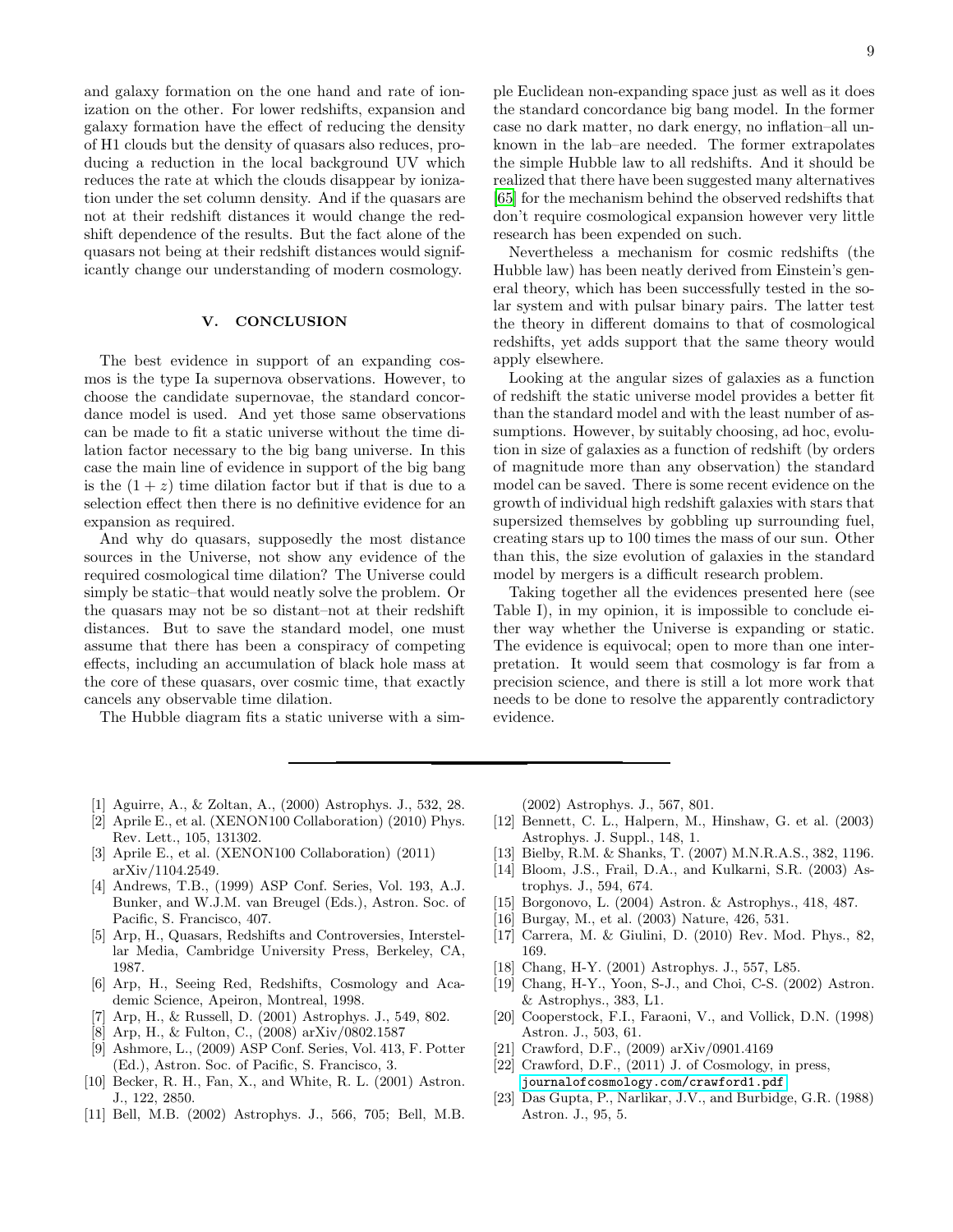and galaxy formation on the one hand and rate of ionization on the other. For lower redshifts, expansion and galaxy formation have the effect of reducing the density of H1 clouds but the density of quasars also reduces, producing a reduction in the local background UV which reduces the rate at which the clouds disappear by ionization under the set column density. And if the quasars are not at their redshift distances it would change the redshift dependence of the results. But the fact alone of the quasars not being at their redshift distances would significantly change our understanding of modern cosmology.

## V. CONCLUSION

The best evidence in support of an expanding cosmos is the type Ia supernova observations. However, to choose the candidate supernovae, the standard concordance model is used. And yet those same observations can be made to fit a static universe without the time dilation factor necessary to the big bang universe. In this case the main line of evidence in support of the big bang is the $(1+z)$ time dilation factor but if that is due to a selection effect then there is no definitive evidence for an expansion as required.

And why do quasars, supposedly the most distance sources in the Universe, not show any evidence of the required cosmological time dilation? The Universe could simply be static–that would neatly solve the problem. Or the quasars may not be so distant–not at their redshift distances. But to save the standard model, one must assume that there has been a conspiracy of competing effects, including an accumulation of black hole mass at the core of these quasars, over cosmic time, that exactly cancels any observable time dilation.

The Hubble diagram fits a static universe with a simple Euclidean non-expanding space just as well as it does the standard concordance big bang model. In the former case no dark matter, no dark energy, no inflation–all unknown in the lab–are needed. The former extrapolates the simple Hubble law to all redshifts. And it should be realized that there have been suggested many alternatives [65] for the mechanism behind the observed redshifts that don't require cosmological expansion however very little research has been expended on such.

Nevertheless a mechanism for cosmic redshifts (the Hubble law) has been neatly derived from Einstein's general theory, which has been successfully tested in the solar system and with pulsar binary pairs. The latter test the theory in different domains to that of cosmological redshifts, yet adds support that the same theory would apply elsewhere.

Looking at the angular sizes of galaxies as a function of redshift the static universe model provides a better fit than the standard model and with the least number of assumptions. However, by suitably choosing, ad hoc, evolution in size of galaxies as a function of redshift (by orders of magnitude more than any observation) the standard model can be saved. There is some recent evidence on the growth of individual high redshift galaxies with stars that supersized themselves by gobbling up surrounding fuel, creating stars up to 100 times the mass of our sun. Other than this, the size evolution of galaxies in the standard model by mergers is a difficult research problem.

Taking together all the evidences presented here (see Table I), in my opinion, it is impossible to conclude either way whether the Universe is expanding or static. The evidence is equivocal; open to more than one interpretation. It would seem that cosmology is far from a precision science, and there is still a lot more work that needs to be done to resolve the apparently contradictory evidence.

---

[1] Aguirre, A., & Zoltan, A., (2000) Astrophys. J., 532, 28.
[2] Aprile E., et al. (XENON100 Collaboration) (2010) Phys. Rev. Lett., 105, 131302.
[3] Aprile E., et al. (XENON100 Collaboration) (2011) arXiv/1104.2549.
[4] Andrews, T.B., (1999) ASP Conf. Series, Vol. 193, A.J. Bunker, and W.J.M. van Breugel (Eds.), Astron. Soc. of Pacific, S. Francisco, 407.
[5] Arp, H., Quasars, Redshifts and Controversies, Interstellar Media, Cambridge University Press, Berkeley, CA, 1987.
[6] Arp, H., Seeing Red, Redshifts, Cosmology and Academic Science, Apeiron, Montreal, 1998.
[7] Arp, H., & Russell, D. (2001) Astrophys. J., 549, 802.
[8] Arp, H., & Fulton, C., (2008) arXiv/0802.1587
[9] Ashmore, L., (2009) ASP Conf. Series, Vol. 413, F. Potter (Ed.), Astron. Soc. of Pacific, S. Francisco, 3.
[10] Becker, R. H., Fan, X., and White, R. L. (2001) Astron. J., 122, 2850.
[11] Bell, M.B. (2002) Astrophys. J., 566, 705; Bell, M.B. (2002) Astrophys. J., 567, 801.
[12] Bennett, C. L., Halpern, M., Hinshaw, G. et al. (2003) Astrophys. J. Suppl., 148, 1.
[13] Bielby, R.M. & Shanks, T. (2007) M.N.R.A.S., 382, 1196.
[14] Bloom, J.S., Frail, D.A., and Kulkarni, S.R. (2003) Astrophys. J., 594, 674.
[15] Borgonovo, L. (2004) Astron. & Astrophys., 418, 487.
[16] Burgay, M., et al. (2003) Nature, 426, 531.
[17] Carrera, M. & Giulini, D. (2010) Rev. Mod. Phys., 82, 169.
[18] Chang, H-Y. (2001) Astrophys. J., 557, L85.
[19] Chang, H-Y., Yoon, S-J., and Choi, C-S. (2002) Astron. & Astrophys., 383, L1.
[20] Cooperstock, F.I., Faraoni, V., and Vollick, D.N. (1998) Astron. J., 503, 61.
[21] Crawford, D.F., (2009) arXiv/0901.4169
[22] Crawford, D.F., (2011) J. of Cosmology, in press, journalofcosmology.com/crawford1.pdf
[23] Das Gupta, P., Narlikar, J.V., and Burbidge, G.R. (1988) Astron. J., 95, 5.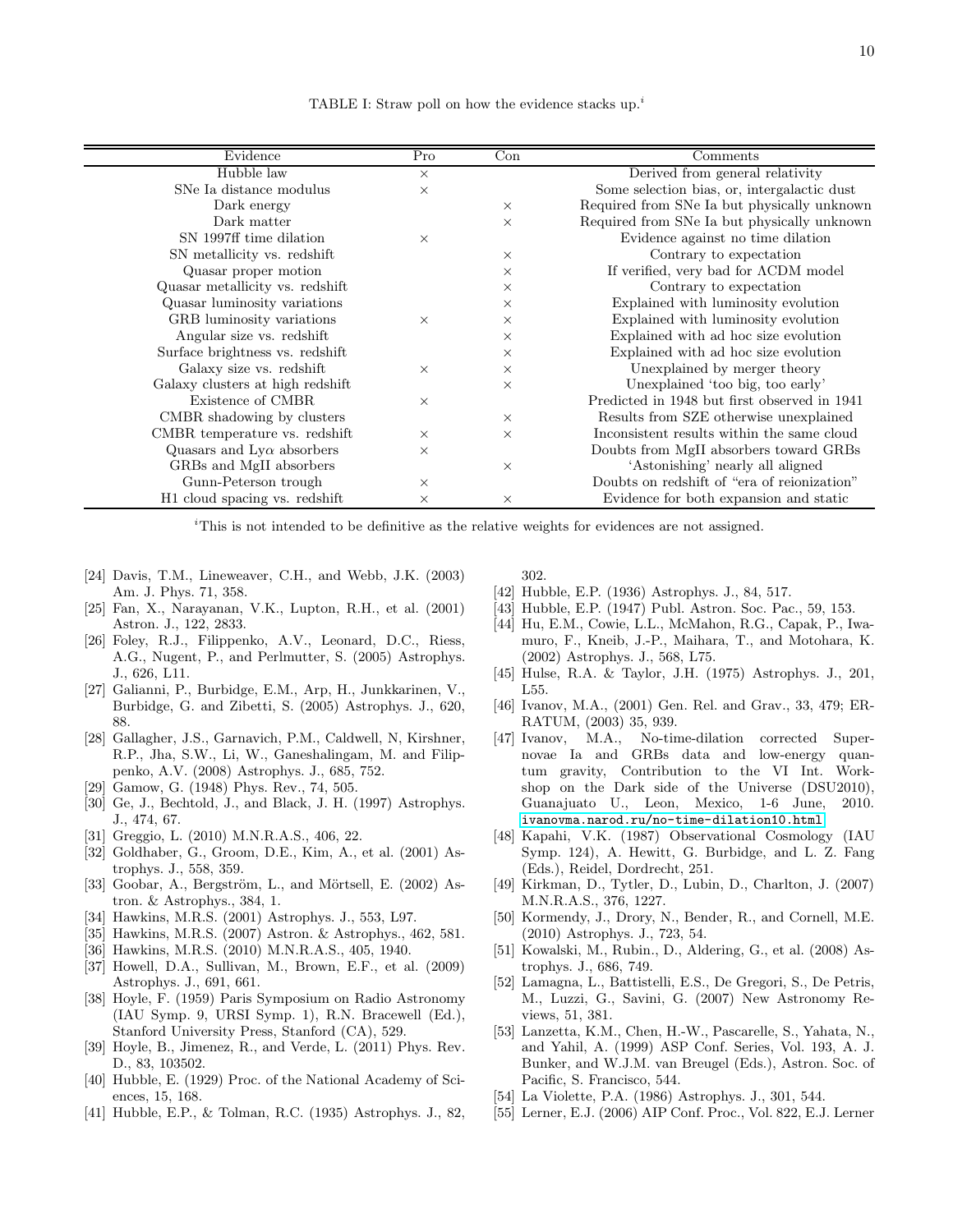TABLE I: Straw poll on how the evidence stacks up.[i]

| Evidence | Pro | Con | Comments |
|---|---|---|---|
| Hubble law | × | | Derived from general relativity |
| SNe Ia distance modulus | × | | Some selection bias, or, intergalactic dust |
| Dark energy | | × | Required from SNe Ia but physically unknown |
| Dark matter | | × | Required from SNe Ia but physically unknown |
| SN 1997ff time dilation | × | | Evidence against no time dilation |
| SN metallicity vs. redshift | | × | Contrary to expectation |
| Quasar proper motion | | × | If verified, very bad for ΛCDM model |
| Quasar metallicity vs. redshift | | × | Contrary to expectation |
| Quasar luminosity variations | | × | Explained with luminosity evolution |
| GRB luminosity variations | × | × | Explained with luminosity evolution |
| Angular size vs. redshift | | × | Explained with ad hoc size evolution |
| Surface brightness vs. redshift | | × | Explained with ad hoc size evolution |
| Galaxy size vs. redshift | × | × | Unexplained by merger theory |
| Galaxy clusters at high redshift | | × | Unexplained 'too big, too early' |
| Existence of CMBR | × | | Predicted in 1948 but first observed in 1941 |
| CMBR shadowing by clusters | | × | Results from SZE otherwise unexplained |
| CMBR temperature vs. redshift | × | × | Inconsistent results within the same cloud |
| Quasars and Lyα absorbers | × | | Doubts from MgII absorbers toward GRBs |
| GRBs and MgII absorbers | | × | 'Astonishing' nearly all aligned |
| Gunn-Peterson trough | × | | Doubts on redshift of "era of reionization" |
| H1 cloud spacing vs. redshift | × | × | Evidence for both expansion and static |

[i]This is not intended to be definitive as the relative weights for evidences are not assigned.

[24] Davis, T.M., Lineweaver, C.H., and Webb, J.K. (2003) Am. J. Phys. 71, 358.

[25] Fan, X., Narayanan, V.K., Lupton, R.H., et al. (2001) Astron. J., 122, 2833.

[26] Foley, R.J., Filippenko, A.V., Leonard, D.C., Riess, A.G., Nugent, P., and Perlmutter, S. (2005) Astrophys. J., 626, L11.

[27] Galianni, P., Burbidge, E.M., Arp, H., Junkkarinen, V., Burbidge, G. and Zibetti, S. (2005) Astrophys. J., 620, 88.

[28] Gallagher, J.S., Garnavich, P.M., Caldwell, N, Kirshner, R.P., Jha, S.W., Li, W., Ganeshalingam, M. and Filippenko, A.V. (2008) Astrophys. J., 685, 752.

[29] Gamow, G. (1948) Phys. Rev., 74, 505.

[30] Ge, J., Bechtold, J., and Black, J. H. (1997) Astrophys. J., 474, 67.

[31] Greggio, L. (2010) M.N.R.A.S., 406, 22.

[32] Goldhaber, G., Groom, D.E., Kim, A., et al. (2001) Astrophys. J., 558, 359.

[33] Goobar, A., Bergström, L., and Mörtsell, E. (2002) Astron. & Astrophys., 384, 1.

[34] Hawkins, M.R.S. (2001) Astrophys. J., 553, L97.

[35] Hawkins, M.R.S. (2007) Astron. & Astrophys., 462, 581.

[36] Hawkins, M.R.S. (2010) M.N.R.A.S., 405, 1940.

[37] Howell, D.A., Sullivan, M., Brown, E.F., et al. (2009) Astrophys. J., 691, 661.

[38] Hoyle, F. (1959) Paris Symposium on Radio Astronomy (IAU Symp. 9, URSI Symp. 1), R.N. Bracewell (Ed.), Stanford University Press, Stanford (CA), 529.

[39] Hoyle, B., Jimenez, R., and Verde, L. (2011) Phys. Rev. D., 83, 103502.

[40] Hubble, E. (1929) Proc. of the National Academy of Sciences, 15, 168.

[41] Hubble, E.P., & Tolman, R.C. (1935) Astrophys. J., 82, 302.

[42] Hubble, E.P. (1936) Astrophys. J., 84, 517.

[43] Hubble, E.P. (1947) Publ. Astron. Soc. Pac., 59, 153.

[44] Hu, E.M., Cowie, L.L., McMahon, R.G., Capak, P., Iwamuro, F., Kneib, J.-P., Maihara, T., and Motohara, K. (2002) Astrophys. J., 568, L75.

[45] Hulse, R.A. & Taylor, J.H. (1975) Astrophys. J., 201, L55.

[46] Ivanov, M.A., (2001) Gen. Rel. and Grav., 33, 479; ERRATUM, (2003) 35, 939.

[47] Ivanov, M.A., No-time-dilation corrected Supernovae Ia and GRBs data and low-energy quantum gravity, Contribution to the VI Int. Workshop on the Dark side of the Universe (DSU2010), Guanajuato U., Leon, Mexico, 1-6 June, 2010. ivanovma.narod.ru/no-time-dilation10.html

[48] Kapahi, V.K. (1987) Observational Cosmology (IAU Symp. 124), A. Hewitt, G. Burbidge, and L. Z. Fang (Eds.), Reidel, Dordrecht, 251.

[49] Kirkman, D., Tytler, D., Lubin, D., Charlton, J. (2007) M.N.R.A.S., 376, 1227.

[50] Kormendy, J., Drory, N., Bender, R., and Cornell, M.E. (2010) Astrophys. J., 723, 54.

[51] Kowalski, M., Rubin., D., Aldering, G., et al. (2008) Astrophys. J., 686, 749.

[52] Lamagna, L., Battistelli, E.S., De Gregori, S., De Petris, M., Luzzi, G., Savini, G. (2007) New Astronomy Reviews, 51, 381.

[53] Lanzetta, K.M., Chen, H.-W., Pascarelle, S., Yahata, N., and Yahil, A. (1999) ASP Conf. Series, Vol. 193, A. J. Bunker, and W.J.M. van Breugel (Eds.), Astron. Soc. of Pacific, S. Francisco, 544.

[54] La Violette, P.A. (1986) Astrophys. J., 301, 544.

[55] Lerner, E.J. (2006) AIP Conf. Proc., Vol. 822, E.J. Lerner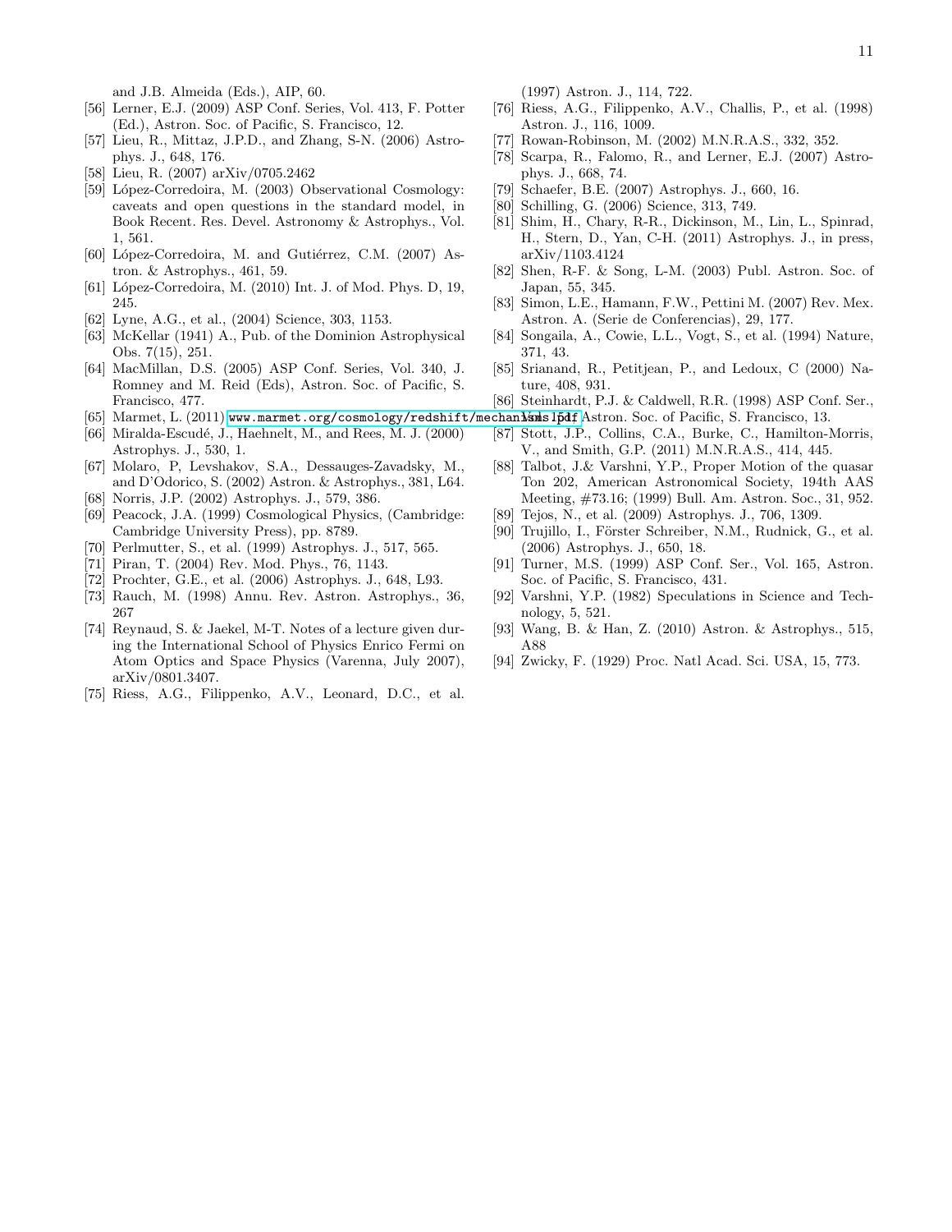and J.B. Almeida (Eds.), AIP, 60.

[56] Lerner, E.J. (2009) ASP Conf. Series, Vol. 413, F. Potter (Ed.), Astron. Soc. of Pacific, S. Francisco, 12.

[57] Lieu, R., Mittaz, J.P.D., and Zhang, S-N. (2006) Astrophys. J., 648, 176.

[58] Lieu, R. (2007) arXiv/0705.2462

[59] López-Corredoira, M. (2003) Observational Cosmology: caveats and open questions in the standard model, in Book Recent. Res. Devel. Astronomy & Astrophys., Vol. 1, 561.

[60] López-Corredoira, M. and Gutiérrez, C.M. (2007) Astron. & Astrophys., 461, 59.

[61] López-Corredoira, M. (2010) Int. J. of Mod. Phys. D, 19, 245.

[62] Lyne, A.G., et al., (2004) Science, 303, 1153.

[63] McKellar (1941) A., Pub. of the Dominion Astrophysical Obs. 7(15), 251.

[64] MacMillan, D.S. (2005) ASP Conf. Series, Vol. 340, J. Romney and M. Reid (Eds), Astron. Soc. of Pacific, S. Francisco, 477.

[65] Marmet, L. (2011) www.marmet.org/cosmology/redshift/mechanisms.pdf

[66] Miralda-Escudé, J., Haehnelt, M., and Rees, M. J. (2000) Astrophys. J., 530, 1.

[67] Molaro, P, Levshakov, S.A., Dessauges-Zavadsky, M., and D'Odorico, S. (2002) Astron. & Astrophys., 381, L64.

[68] Norris, J.P. (2002) Astrophys. J., 579, 386.

[69] Peacock, J.A. (1999) Cosmological Physics, (Cambridge: Cambridge University Press), pp. 8789.

[70] Perlmutter, S., et al. (1999) Astrophys. J., 517, 565.

[71] Piran, T. (2004) Rev. Mod. Phys., 76, 1143.

[72] Prochter, G.E., et al. (2006) Astrophys. J., 648, L93.

[73] Rauch, M. (1998) Annu. Rev. Astron. Astrophys., 36, 267

[74] Reynaud, S. & Jaekel, M-T. Notes of a lecture given during the International School of Physics Enrico Fermi on Atom Optics and Space Physics (Varenna, July 2007), arXiv/0801.3407.

[75] Riess, A.G., Filippenko, A.V., Leonard, D.C., et al. (1997) Astron. J., 114, 722.

[76] Riess, A.G., Filippenko, A.V., Challis, P., et al. (1998) Astron. J., 116, 1009.

[77] Rowan-Robinson, M. (2002) M.N.R.A.S., 332, 352.

[78] Scarpa, R., Falomo, R., and Lerner, E.J. (2007) Astrophys. J., 668, 74.

[79] Schaefer, B.E. (2007) Astrophys. J., 660, 16.

[80] Schilling, G. (2006) Science, 313, 749.

[81] Shim, H., Chary, R-R., Dickinson, M., Lin, L., Spinrad, H., Stern, D., Yan, C-H. (2011) Astrophys. J., in press, arXiv/1103.4124

[82] Shen, R-F. & Song, L-M. (2003) Publ. Astron. Soc. of Japan, 55, 345.

[83] Simon, L.E., Hamann, F.W., Pettini M. (2007) Rev. Mex. Astron. A. (Serie de Conferencias), 29, 177.

[84] Songaila, A., Cowie, L.L., Vogt, S., et al. (1994) Nature, 371, 43.

[85] Srianand, R., Petitjean, P., and Ledoux, C (2000) Nature, 408, 931.

[86] Steinhardt, P.J. & Caldwell, R.R. (1998) ASP Conf. Ser., Vol. 151, Astron. Soc. of Pacific, S. Francisco, 13.

[87] Stott, J.P., Collins, C.A., Burke, C., Hamilton-Morris, V., and Smith, G.P. (2011) M.N.R.A.S., 414, 445.

[88] Talbot, J.& Varshni, Y.P., Proper Motion of the quasar Ton 202, American Astronomical Society, 194th AAS Meeting, #73.16; (1999) Bull. Am. Astron. Soc., 31, 952.

[89] Tejos, N., et al. (2009) Astrophys. J., 706, 1309.

[90] Trujillo, I., Förster Schreiber, N.M., Rudnick, G., et al. (2006) Astrophys. J., 650, 18.

[91] Turner, M.S. (1999) ASP Conf. Ser., Vol. 165, Astron. Soc. of Pacific, S. Francisco, 431.

[92] Varshni, Y.P. (1982) Speculations in Science and Technology, 5, 521.

[93] Wang, B. & Han, Z. (2010) Astron. & Astrophys., 515, A88

[94] Zwicky, F. (1929) Proc. Natl Acad. Sci. USA, 15, 773.